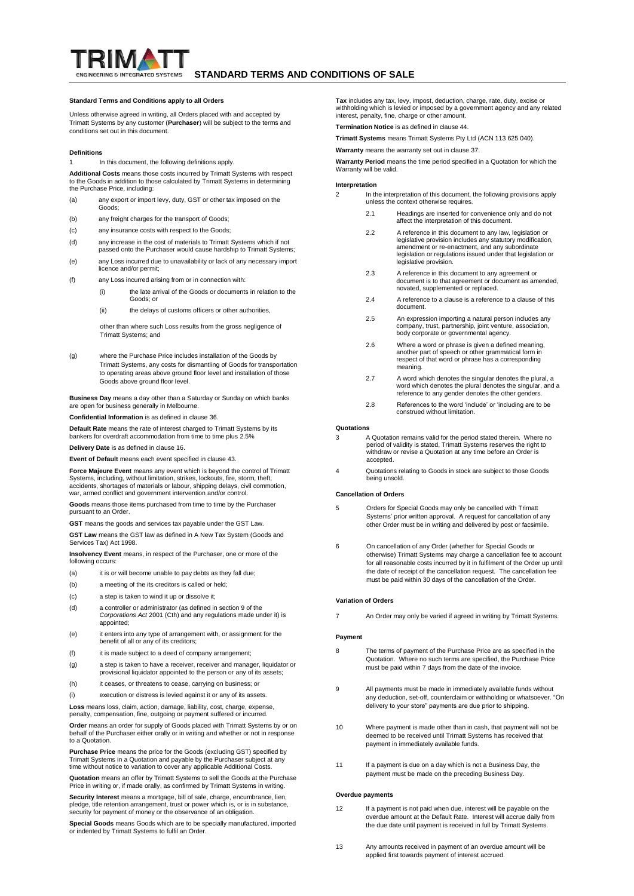# STANDARD TERMS AND CONDITIONS OF SALE

**Standard Terms and Conditions apply to all Orders**

Unless otherwise agreed in writing, all Orders placed with and accepted by Trimatt Systems by any customer (**Purchaser**) will be subject to the terms and conditions set out in this document.

**Definitions**

1 In this document, the following definitions apply.

**Additional Costs** means those costs incurred by Trimatt Systems with respect to the Goods in addition to those calculated by Trimatt Systems in determining the Purchase Price, including:

(a) any export or import levy, duty, GST or other tax imposed on the Goods;

(b) any freight charges for the transport of Goods;

(c) any insurance costs with respect to the Goods;

(d) any increase in the cost of materials to Trimatt Systems which if not passed onto the Purchaser would cause hardship to Trimatt Systems;

(e) any Loss incurred due to unavailability or lack of any necessary import licence and/or permit;

(f) any Loss incurred arising from or in connection with:

(i) the late arrival of the Goods or documents in relation to the Goods; or

(ii) the delays of customs officers or other authorities,

other than where such Loss results from the gross negligence of Trimatt Systems; and

(g) where the Purchase Price includes installation of the Goods by Trimatt Systems, any costs for dismantling of Goods for transportation to operating areas above ground floor level and installation of those Goods above ground floor level.

**Business Day** means a day other than a Saturday or Sunday on which banks are open for business generally in Melbourne.

**Confidential Information** is as defined in clause 36.

**Default Rate** means the rate of interest charged to Trimatt Systems by its bankers for overdraft accommodation from time to time plus 2.5%

**Delivery Date** is as defined in clause 16.

**Event of Default** means each event specified in clause 43.

**Force Majeure Event** means any event which is beyond the control of Trimatt Systems, including, without limitation, strikes, lockouts, fire, storm, theft, accidents, shortages of materials or labour, shipping delays, civil commotion, war, armed conflict and government intervention and/or control.

**Goods** means those items purchased from time to time by the Purchaser pursuant to an Order.

**GST** means the goods and services tax payable under the GST Law.

**GST Law** means the GST law as defined in A New Tax System (Goods and Services Tax) Act 1998.

**Insolvency Event** means, in respect of the Purchaser, one or more of the following occurs:

(a) it is or will become unable to pay debts as they fall due;

(b) a meeting of the its creditors is called or held;

(c) a step is taken to wind it up or dissolve it;

(d) a controller or administrator (as defined in section 9 of the *Corporations Act* 2001 (Cth) and any regulations made under it) is appointed;

(e) it enters into any type of arrangement with, or assignment for the benefit of all or any of its creditors;

(f) it is made subject to a deed of company arrangement;

(g) a step is taken to have a receiver, receiver and manager, liquidator or provisional liquidator appointed to the person or any of its assets;

(h) it ceases, or threatens to cease, carrying on business; or

(i) execution or distress is levied against it or any of its assets.

**Loss** means loss, claim, action, damage, liability, cost, charge, expense, penalty, compensation, fine, outgoing or payment suffered or incurred.

**Order** means an order for supply of Goods placed with Trimatt Systems by or on behalf of the Purchaser either orally or in writing and whether or not in response to a Quotation.

**Purchase Price** means the price for the Goods (excluding GST) specified by Trimatt Systems in a Quotation and payable by the Purchaser subject at any time without notice to variation to cover any applicable Additional Costs.

**Quotation** means an offer by Trimatt Systems to sell the Goods at the Purchase Price in writing or, if made orally, as confirmed by Trimatt Systems in writing.

**Security Interest** means a mortgage, bill of sale, charge, encumbrance, lien, pledge, title retention arrangement, trust or power which is, or is in substance, security for payment of money or the observance of an obligation.

**Special Goods** means Goods which are to be specially manufactured, imported or indented by Trimatt Systems to fulfil an Order.

**Tax** includes any tax, levy, impost, deduction, charge, rate, duty, excise or withholding which is levied or imposed by a government agency and any related interest, penalty, fine, charge or other amount.

**Termination Notice** is as defined in clause 44.

**Trimatt Systems** means Trimatt Systems Pty Ltd (ACN 113 625 040).

**Warranty** means the warranty set out in clause 37.

**Warranty Period** means the time period specified in a Quotation for which the Warranty will be valid.

**Interpretation**

2 In the interpretation of this document, the following provisions apply unless the context otherwise requires.

2.1 Headings are inserted for convenience only and do not affect the interpretation of this document.

2.2 A reference in this document to any law, legislation or legislative provision includes any statutory modification, amendment or re-enactment, and any subordinate legislation or regulations issued under that legislation or legislative provision.

2.3 A reference in this document to any agreement or document is to that agreement or document as amended, novated, supplemented or replaced.

2.4 A reference to a clause is a reference to a clause of this document.

2.5 An expression importing a natural person includes any company, trust, partnership, joint venture, association, body corporate or governmental agency.

2.6 Where a word or phrase is given a defined meaning, another part of speech or other grammatical form in respect of that word or phrase has a corresponding meaning.

2.7 A word which denotes the singular denotes the plural, a word which denotes the plural denotes the singular, and a reference to any gender denotes the other genders.

2.8 References to the word 'include' or 'including are to be construed without limitation.

**Quotations**

3 A Quotation remains valid for the period stated therein. Where no period of validity is stated, Trimatt Systems reserves the right to withdraw or revise a Quotation at any time before an Order is accepted.

4 Quotations relating to Goods in stock are subject to those Goods being unsold.

**Cancellation of Orders**

5 Orders for Special Goods may only be cancelled with Trimatt Systems' prior written approval. A request for cancellation of any other Order must be in writing and delivered by post or facsimile.

6 On cancellation of any Order (whether for Special Goods or otherwise) Trimatt Systems may charge a cancellation fee to account for all reasonable costs incurred by it in fulfilment of the Order up until the date of receipt of the cancellation request. The cancellation fee must be paid within 30 days of the cancellation of the Order.

**Variation of Orders**

7 An Order may only be varied if agreed in writing by Trimatt Systems.

**Payment**

8 The terms of payment of the Purchase Price are as specified in the Quotation. Where no such terms are specified, the Purchase Price must be paid within 7 days from the date of the invoice.

9 All payments must be made in immediately available funds without any deduction, set-off, counterclaim or withholding or whatsoever. "On delivery to your store" payments are due prior to shipping.

10 Where payment is made other than in cash, that payment will not be deemed to be received until Trimatt Systems has received that payment in immediately available funds.

11 If a payment is due on a day which is not a Business Day, the payment must be made on the preceding Business Day.

**Overdue payments**

12 If a payment is not paid when due, interest will be payable on the overdue amount at the Default Rate. Interest will accrue daily from the due date until payment is received in full by Trimatt Systems.

13 Any amounts received in payment of an overdue amount will be applied first towards payment of interest accrued.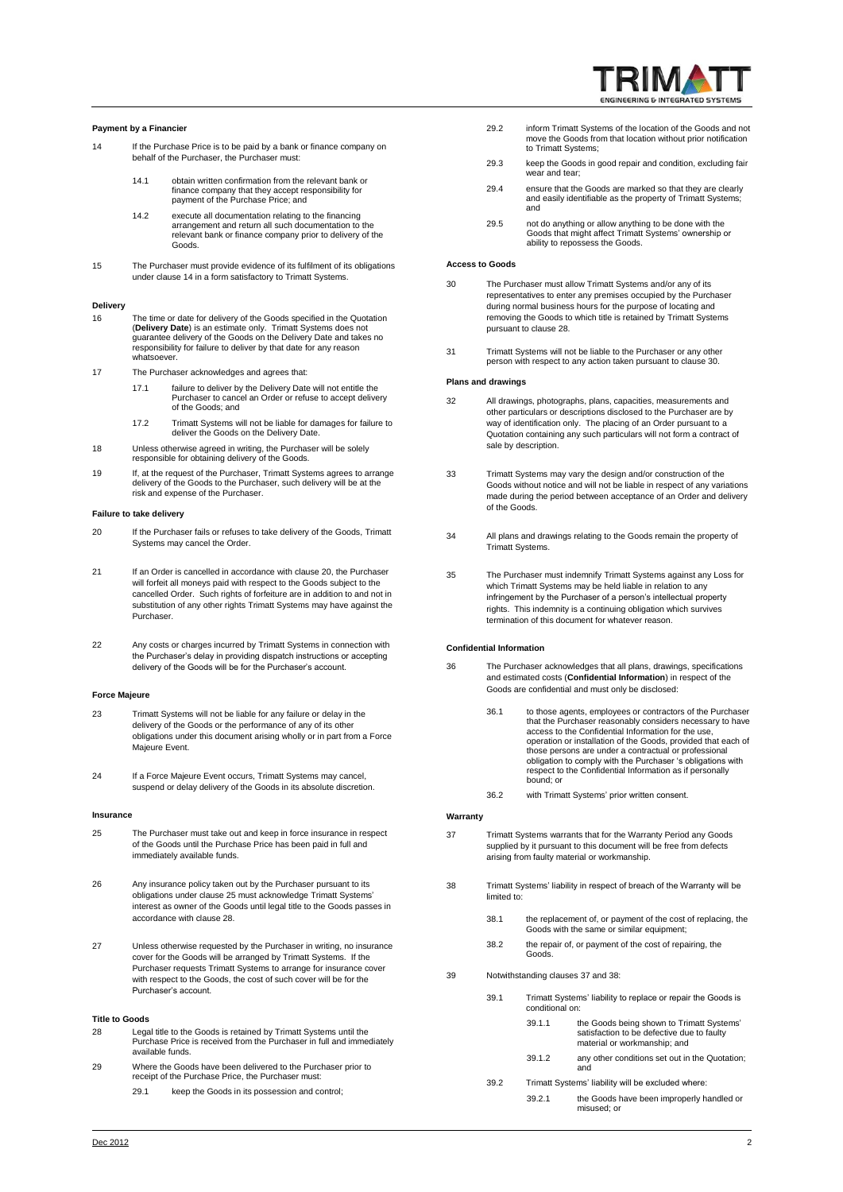## Payment by a Financier

14 If the Purchase Price is to be paid by a bank or finance company on behalf of the Purchaser, the Purchaser must:

14.1 obtain written confirmation from the relevant bank or finance company that they accept responsibility for payment of the Purchase Price; and

14.2 execute all documentation relating to the financing arrangement and return all such documentation to the relevant bank or finance company prior to delivery of the Goods.

15 The Purchaser must provide evidence of its fulfilment of its obligations under clause 14 in a form satisfactory to Trimatt Systems.

## Delivery

16 The time or date for delivery of the Goods specified in the Quotation (**Delivery Date**) is an estimate only. Trimatt Systems does not guarantee delivery of the Goods on the Delivery Date and takes no responsibility for failure to deliver by that date for any reason whatsoever.

17 The Purchaser acknowledges and agrees that:

17.1 failure to deliver by the Delivery Date will not entitle the Purchaser to cancel an Order or refuse to accept delivery of the Goods; and

17.2 Trimatt Systems will not be liable for damages for failure to deliver the Goods on the Delivery Date.

18 Unless otherwise agreed in writing, the Purchaser will be solely responsible for obtaining delivery of the Goods.

19 If, at the request of the Purchaser, Trimatt Systems agrees to arrange delivery of the Goods to the Purchaser, such delivery will be at the risk and expense of the Purchaser.

## Failure to take delivery

20 If the Purchaser fails or refuses to take delivery of the Goods, Trimatt Systems may cancel the Order.

21 If an Order is cancelled in accordance with clause 20, the Purchaser will forfeit all moneys paid with respect to the Goods subject to the cancelled Order. Such rights of forfeiture are in addition to and not in substitution of any other rights Trimatt Systems may have against the Purchaser.

22 Any costs or charges incurred by Trimatt Systems in connection with the Purchaser's delay in providing dispatch instructions or accepting delivery of the Goods will be for the Purchaser's account.

## Force Majeure

23 Trimatt Systems will not be liable for any failure or delay in the delivery of the Goods or the performance of any of its other obligations under this document arising wholly or in part from a Force Majeure Event.

24 If a Force Majeure Event occurs, Trimatt Systems may cancel, suspend or delay delivery of the Goods in its absolute discretion.

## Insurance

25 The Purchaser must take out and keep in force insurance in respect of the Goods until the Purchase Price has been paid in full and immediately available funds.

26 Any insurance policy taken out by the Purchaser pursuant to its obligations under clause 25 must acknowledge Trimatt Systems' interest as owner of the Goods until legal title to the Goods passes in accordance with clause 28.

27 Unless otherwise requested by the Purchaser in writing, no insurance cover for the Goods will be arranged by Trimatt Systems. If the Purchaser requests Trimatt Systems to arrange for insurance cover with respect to the Goods, the cost of such cover will be for the Purchaser's account.

## Title to Goods

28 Legal title to the Goods is retained by Trimatt Systems until the Purchase Price is received from the Purchaser in full and immediately available funds.

29 Where the Goods have been delivered to the Purchaser prior to receipt of the Purchase Price, the Purchaser must:

29.1 keep the Goods in its possession and control;

29.2 inform Trimatt Systems of the location of the Goods and not move the Goods from that location without prior notification to Trimatt Systems;

29.3 keep the Goods in good repair and condition, excluding fair wear and tear;

29.4 ensure that the Goods are marked so that they are clearly and easily identifiable as the property of Trimatt Systems; and

29.5 not do anything or allow anything to be done with the Goods that might affect Trimatt Systems' ownership or ability to repossess the Goods.

## Access to Goods

30 The Purchaser must allow Trimatt Systems and/or any of its representatives to enter any premises occupied by the Purchaser during normal business hours for the purpose of locating and removing the Goods to which title is retained by Trimatt Systems pursuant to clause 28.

31 Trimatt Systems will not be liable to the Purchaser or any other person with respect to any action taken pursuant to clause 30.

## Plans and drawings

32 All drawings, photographs, plans, capacities, measurements and other particulars or descriptions disclosed to the Purchaser are by way of identification only. The placing of an Order pursuant to a Quotation containing any such particulars will not form a contract of sale by description.

33 Trimatt Systems may vary the design and/or construction of the Goods without notice and will not be liable in respect of any variations made during the period between acceptance of an Order and delivery of the Goods.

34 All plans and drawings relating to the Goods remain the property of Trimatt Systems.

35 The Purchaser must indemnify Trimatt Systems against any Loss for which Trimatt Systems may be held liable in relation to any infringement by the Purchaser of a person's intellectual property rights. This indemnity is a continuing obligation which survives termination of this document for whatever reason.

## Confidential Information

36 The Purchaser acknowledges that all plans, drawings, specifications and estimated costs (**Confidential Information**) in respect of the Goods are confidential and must only be disclosed:

36.1 to those agents, employees or contractors of the Purchaser that the Purchaser reasonably considers necessary to have access to the Confidential Information for the use, operation or installation of the Goods, provided that each of those persons are under a contractual or professional obligation to comply with the Purchaser 's obligations with respect to the Confidential Information as if personally bound; or

36.2 with Trimatt Systems' prior written consent.

## Warranty

37 Trimatt Systems warrants that for the Warranty Period any Goods supplied by it pursuant to this document will be free from defects arising from faulty material or workmanship.

38 Trimatt Systems' liability in respect of breach of the Warranty will be limited to:

38.1 the replacement of, or payment of the cost of replacing, the Goods with the same or similar equipment;

38.2 the repair of, or payment of the cost of repairing, the Goods.

39 Notwithstanding clauses 37 and 38:

39.1 Trimatt Systems' liability to replace or repair the Goods is conditional on:

39.1.1 the Goods being shown to Trimatt Systems' satisfaction to be defective due to faulty material or workmanship; and

39.1.2 any other conditions set out in the Quotation; and

39.2 Trimatt Systems' liability will be excluded where:

39.2.1 the Goods have been improperly handled or misused; or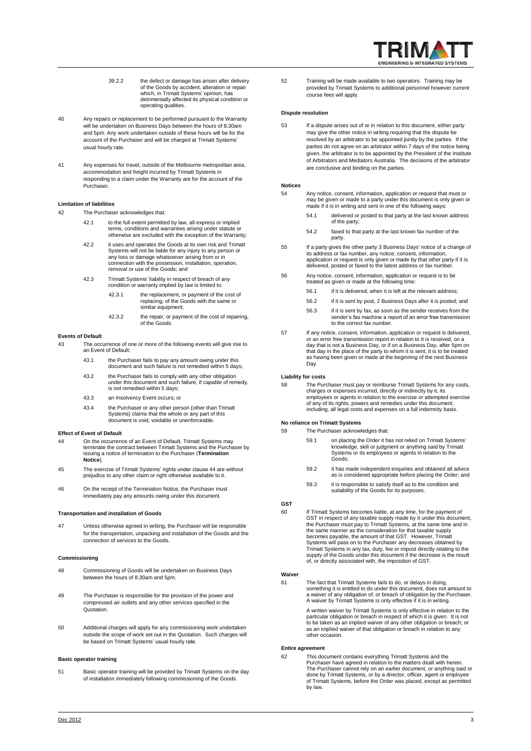39.2.2 the defect or damage has arisen after delivery of the Goods by accident, alteration or repair which, in Trimatt Systems' opinion, has detrimentally affected its physical condition or operating qualities.

40 Any repairs or replacement to be performed pursuant to the Warranty will be undertaken on Business Days between the hours of 8.30am and 5pm. Any work undertaken outside of these hours will be for the account of the Purchaser and will be charged at Trimatt Systems' usual hourly rate.

41 Any expenses for travel, outside of the Melbourne metropolitan area, accommodation and freight incurred by Trimatt Systems in responding to a claim under the Warranty are for the account of the Purchaser.

#### Limitation of liabilities

42 The Purchaser acknowledges that:

42.1 to the full extent permitted by law, all express or implied terms, conditions and warranties arising under statute or otherwise are excluded with the exception of the Warranty;

42.2 it uses and operates the Goods at its own risk and Trimatt Systems will not be liable for any injury to any person or any loss or damage whatsoever arising from or in connection with the possession, installation, operation, removal or use of the Goods; and

42.3 Trimatt Systems' liability in respect of breach of any condition or warranty implied by law is limited to:

42.3.1 the replacement, or payment of the cost of replacing, of the Goods with the same or similar equipment;

42.3.2 the repair, or payment of the cost of repairing, of the Goods.

#### Events of Default

43 The occurrence of one or more of the following events will give rise to an Event of Default:

43.1 the Purchaser fails to pay any amount owing under this document and such failure is not remedied within 5 days;

43.2 the Purchaser fails to comply with any other obligation under this document and such failure, if capable of remedy, is not remedied within 5 days;

43.3 an Insolvency Event occurs; or

43.4 the Purchaser or any other person (other than Trimatt Systems) claims that the whole or any part of this document is void, voidable or unenforceable.

#### Effect of Event of Default

44 On the occurrence of an Event of Default, Trimatt Systems may terminate the contract between Trimatt Systems and the Purchaser by issuing a notice of termination to the Purchaser (**Termination Notice**).

45 The exercise of Trimatt Systems' rights under clause 44 are without prejudice to any other claim or right otherwise available to it.

46 On the receipt of the Termination Notice, the Purchaser must immediately pay any amounts owing under this document.

#### Transportation and installation of Goods

47 Unless otherwise agreed in writing, the Purchaser will be responsible for the transportation, unpacking and installation of the Goods and the connection of services to the Goods.

#### Commissioning

48 Commissioning of Goods will be undertaken on Business Days between the hours of 8.30am and 5pm.

49 The Purchaser is responsible for the provision of the power and compressed air outlets and any other services specified in the Quotation.

50 Additional charges will apply for any commissioning work undertaken outside the scope of work set out in the Quotation. Such charges will be based on Trimatt Systems' usual hourly rate.

#### Basic operator training

51 Basic operator training will be provided by Trimatt Systems on the day of installation immediately following commissioning of the Goods.

52 Training will be made available to two operators. Training may be provided by Trimatt Systems to additional personnel however current course fees will apply.

#### Dispute resolution

53 If a dispute arises out of or in relation to this document, either party may give the other notice in writing requiring that the dispute be resolved by an arbitrator to be appointed jointly by the parties. If the parties do not agree on an arbitrator within 7 days of the notice being given, the arbitrator is to be appointed by the President of the Institute of Arbitrators and Mediators Australia. The decisions of the arbitrator are conclusive and binding on the parties.

#### Notices

54 Any notice, consent, information, application or request that must or may be given or made to a party under this document is only given or made if it is in writing and sent in one of the following ways:

54.1 delivered or posted to that party at the last known address of the party;

54.2 faxed to that party at the last known fax number of the party.

55 If a party gives the other party 3 Business Days' notice of a change of its address or fax number, any notice, consent, information, application or request is only given or made by that other party if it is delivered, posted or faxed to the latest address or fax number.

56 Any notice, consent, information, application or request is to be treated as given or made at the following time:

56.1 if it is delivered, when it is left at the relevant address;

56.2 if it is sent by post, 2 Business Days after it is posted; and

56.3 if it is sent by fax, as soon as the sender receives from the sender's fax machine a report of an error free transmission to the correct fax number.

57 If any notice, consent, information, application or request is delivered, or an error free transmission report in relation to it is received, on a day that is not a Business Day, or if on a Business Day, after 5pm on that day in the place of the party to whom it is sent, it is to be treated as having been given or made at the beginning of the next Business Day.

#### Liability for costs

58 The Purchaser must pay or reimburse Trimatt Systems for any costs, charges or expenses incurred, directly or indirectly by it, its employees or agents in relation to the exercise or attempted exercise of any of its rights, powers and remedies under this document, including, all legal costs and expenses on a full indemnity basis.

#### No reliance on Trimatt Systems

59 The Purchaser acknowledges that:

59.1 on placing the Order it has not relied on Trimatt Systems' knowledge, skill or judgment or anything said by Trimatt Systems or its employees or agents in relation to the Goods;

59.2 it has made independent enquiries and obtained all advice as is considered appropriate before placing the Order; and

59.3 it is responsible to satisfy itself as to the condition and suitability of the Goods for its purposes.

#### GST

60 If Trimatt Systems becomes liable, at any time, for the payment of GST in respect of any taxable supply made by it under this document, the Purchaser must pay to Trimatt Systems, at the same time and in the same manner as the consideration for that taxable supply becomes payable, the amount of that GST. However, Trimatt Systems will pass on to the Purchaser any decreases obtained by Trimatt Systems in any tax, duty, fee or impost directly relating to the supply of the Goods under this document if the decrease is the result of, or directly associated with, the imposition of GST.

#### Waiver

61 The fact that Trimatt Systems fails to do, or delays in doing, something it is entitled to do under this document, does not amount to a waiver of any obligation of, or breach of obligation by the Purchaser. A waiver by Trimatt Systems is only effective if it is in writing.

A written waiver by Trimatt Systems is only effective in relation to the particular obligation or breach in respect of which it is given. It is not to be taken as an implied waiver of any other obligation or breach; or as an implied waiver of that obligation or breach in relation to any other occasion.

#### Entire agreement

62 This document contains everything Trimatt Systems and the Purchaser have agreed in relation to the matters dealt with herein. The Purchaser cannot rely on an earlier document, or anything said or done by Trimatt Systems, or by a director, officer, agent or employee of Trimatt Systems, before the Order was placed, except as permitted by law.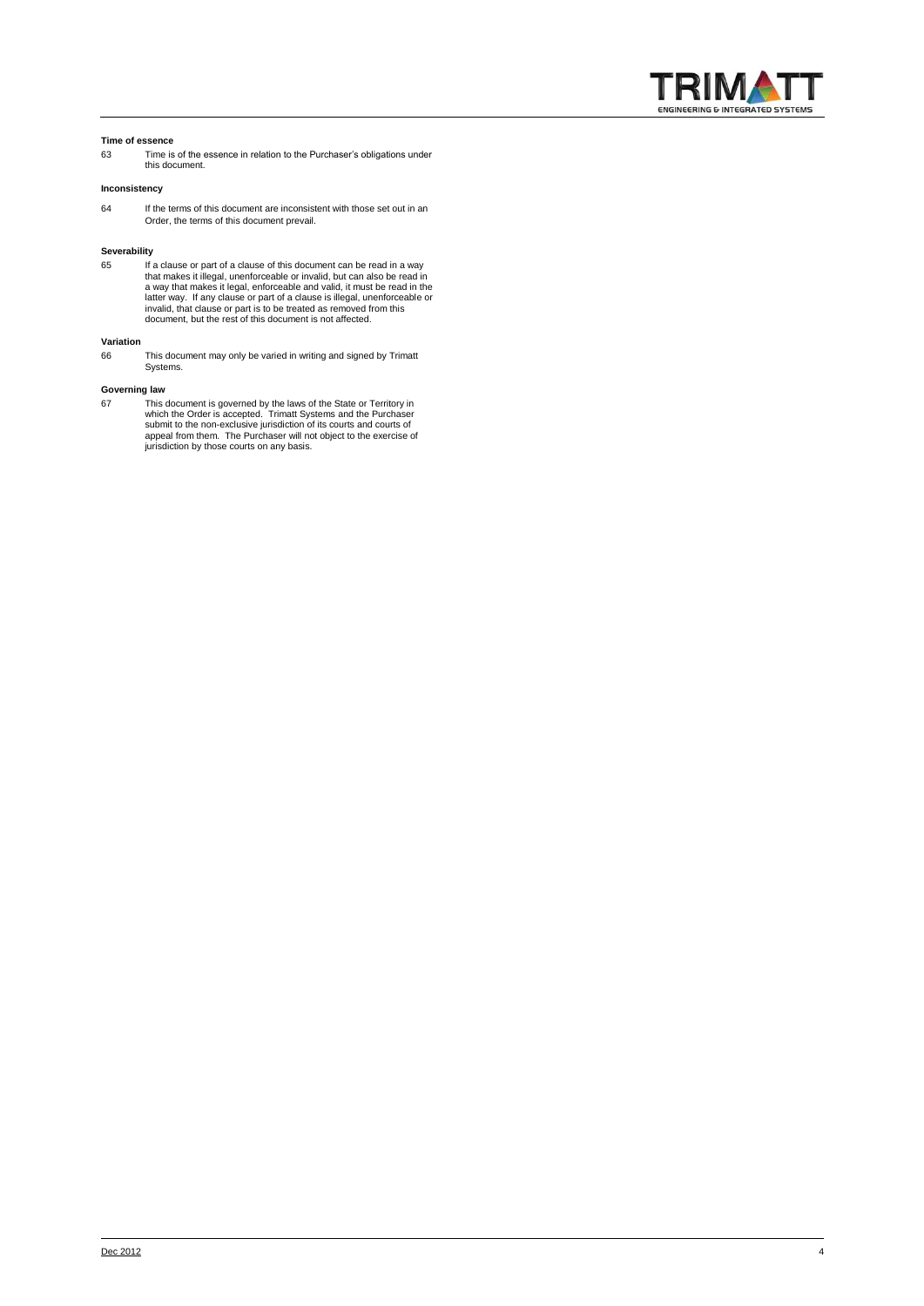**Time of essence**

63 Time is of the essence in relation to the Purchaser's obligations under this document.

**Inconsistency**

64 If the terms of this document are inconsistent with those set out in an Order, the terms of this document prevail.

**Severability**

65 If a clause or part of a clause of this document can be read in a way that makes it illegal, unenforceable or invalid, but can also be read in a way that makes it legal, enforceable and valid, it must be read in the latter way. If any clause or part of a clause is illegal, unenforceable or invalid, that clause or part is to be treated as removed from this document, but the rest of this document is not affected.

**Variation**

66 This document may only be varied in writing and signed by Trimatt Systems.

**Governing law**

67 This document is governed by the laws of the State or Territory in which the Order is accepted. Trimatt Systems and the Purchaser submit to the non-exclusive jurisdiction of its courts and courts of appeal from them. The Purchaser will not object to the exercise of jurisdiction by those courts on any basis.